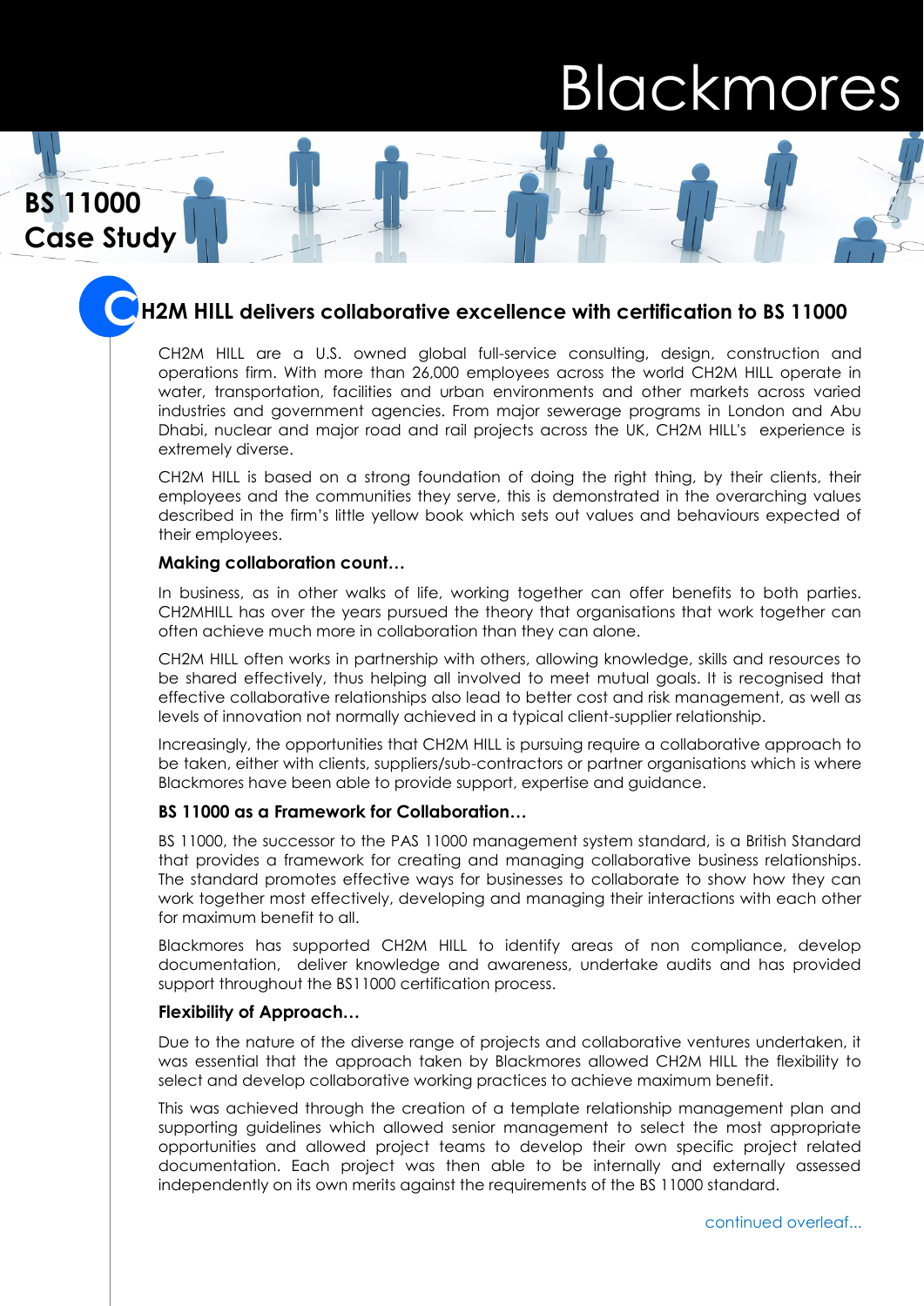# Blackmores

**BS 11000 Case Study**

## CH2M HILL delivers collaborative excellence with certification to BS 11000

CH2M HILL are a U.S. owned global full-service consulting, design, construction and operations firm. With more than 26,000 employees across the world CH2M HILL operate in water, transportation, facilities and urban environments and other markets across varied industries and government agencies. From major sewerage programs in London and Abu Dhabi, nuclear and major road and rail projects across the UK, CH2M HILL's experience is extremely diverse.

CH2M HILL is based on a strong foundation of doing the right thing, by their clients, their employees and the communities they serve, this is demonstrated in the overarching values described in the firm's little yellow book which sets out values and behaviours expected of their employees.

### Making collaboration count…

In business, as in other walks of life, working together can offer benefits to both parties. CH2MHILL has over the years pursued the theory that organisations that work together can often achieve much more in collaboration than they can alone.

CH2M HILL often works in partnership with others, allowing knowledge, skills and resources to be shared effectively, thus helping all involved to meet mutual goals. It is recognised that effective collaborative relationships also lead to better cost and risk management, as well as levels of innovation not normally achieved in a typical client-supplier relationship.

Increasingly, the opportunities that CH2M HILL is pursuing require a collaborative approach to be taken, either with clients, suppliers/sub-contractors or partner organisations which is where Blackmores have been able to provide support, expertise and guidance.

### BS 11000 as a Framework for Collaboration…

BS 11000, the successor to the PAS 11000 management system standard, is a British Standard that provides a framework for creating and managing collaborative business relationships. The standard promotes effective ways for businesses to collaborate to show how they can work together most effectively, developing and managing their interactions with each other for maximum benefit to all.

Blackmores has supported CH2M HILL to identify areas of non compliance, develop documentation, deliver knowledge and awareness, undertake audits and has provided support throughout the BS11000 certification process.

### Flexibility of Approach…

Due to the nature of the diverse range of projects and collaborative ventures undertaken, it was essential that the approach taken by Blackmores allowed CH2M HILL the flexibility to select and develop collaborative working practices to achieve maximum benefit.

This was achieved through the creation of a template relationship management plan and supporting guidelines which allowed senior management to select the most appropriate opportunities and allowed project teams to develop their own specific project related documentation. Each project was then able to be internally and externally assessed independently on its own merits against the requirements of the BS 11000 standard.

continued overleaf...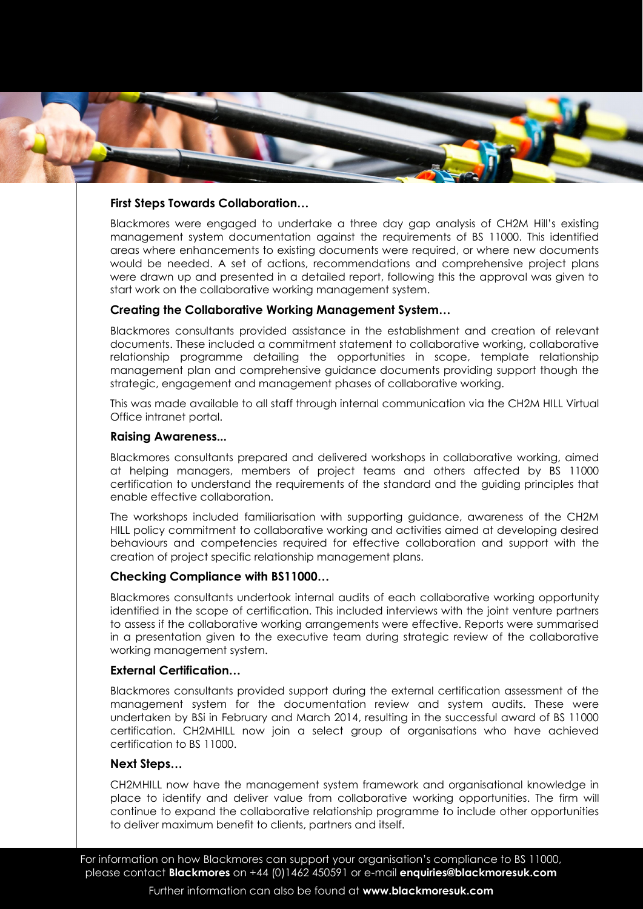### First Steps Towards Collaboration…

Blackmores were engaged to undertake a three day gap analysis of CH2M Hill's existing management system documentation against the requirements of BS 11000. This identified areas where enhancements to existing documents were required, or where new documents would be needed. A set of actions, recommendations and comprehensive project plans were drawn up and presented in a detailed report, following this the approval was given to start work on the collaborative working management system.

### Creating the Collaborative Working Management System…

Blackmores consultants provided assistance in the establishment and creation of relevant documents. These included a commitment statement to collaborative working, collaborative relationship programme detailing the opportunities in scope, template relationship management plan and comprehensive guidance documents providing support though the strategic, engagement and management phases of collaborative working.

This was made available to all staff through internal communication via the CH2M HILL Virtual Office intranet portal.

### Raising Awareness...

Blackmores consultants prepared and delivered workshops in collaborative working, aimed at helping managers, members of project teams and others affected by BS 11000 certification to understand the requirements of the standard and the guiding principles that enable effective collaboration.

The workshops included familiarisation with supporting guidance, awareness of the CH2M HILL policy commitment to collaborative working and activities aimed at developing desired behaviours and competencies required for effective collaboration and support with the creation of project specific relationship management plans.

### Checking Compliance with BS11000…

Blackmores consultants undertook internal audits of each collaborative working opportunity identified in the scope of certification. This included interviews with the joint venture partners to assess if the collaborative working arrangements were effective. Reports were summarised in a presentation given to the executive team during strategic review of the collaborative working management system.

### External Certification…

Blackmores consultants provided support during the external certification assessment of the management system for the documentation review and system audits. These were undertaken by BSi in February and March 2014, resulting in the successful award of BS 11000 certification. CH2MHILL now join a select group of organisations who have achieved certification to BS 11000.

### Next Steps…

CH2MHILL now have the management system framework and organisational knowledge in place to identify and deliver value from collaborative working opportunities. The firm will continue to expand the collaborative relationship programme to include other opportunities to deliver maximum benefit to clients, partners and itself.

For information on how Blackmores can support your organisation's compliance to BS 11000, please contact **Blackmores** on +44 (0)1462 450591 or e-mail **enquiries@blackmoresuk.com**

Further information can also be found at **www.blackmoresuk.com**